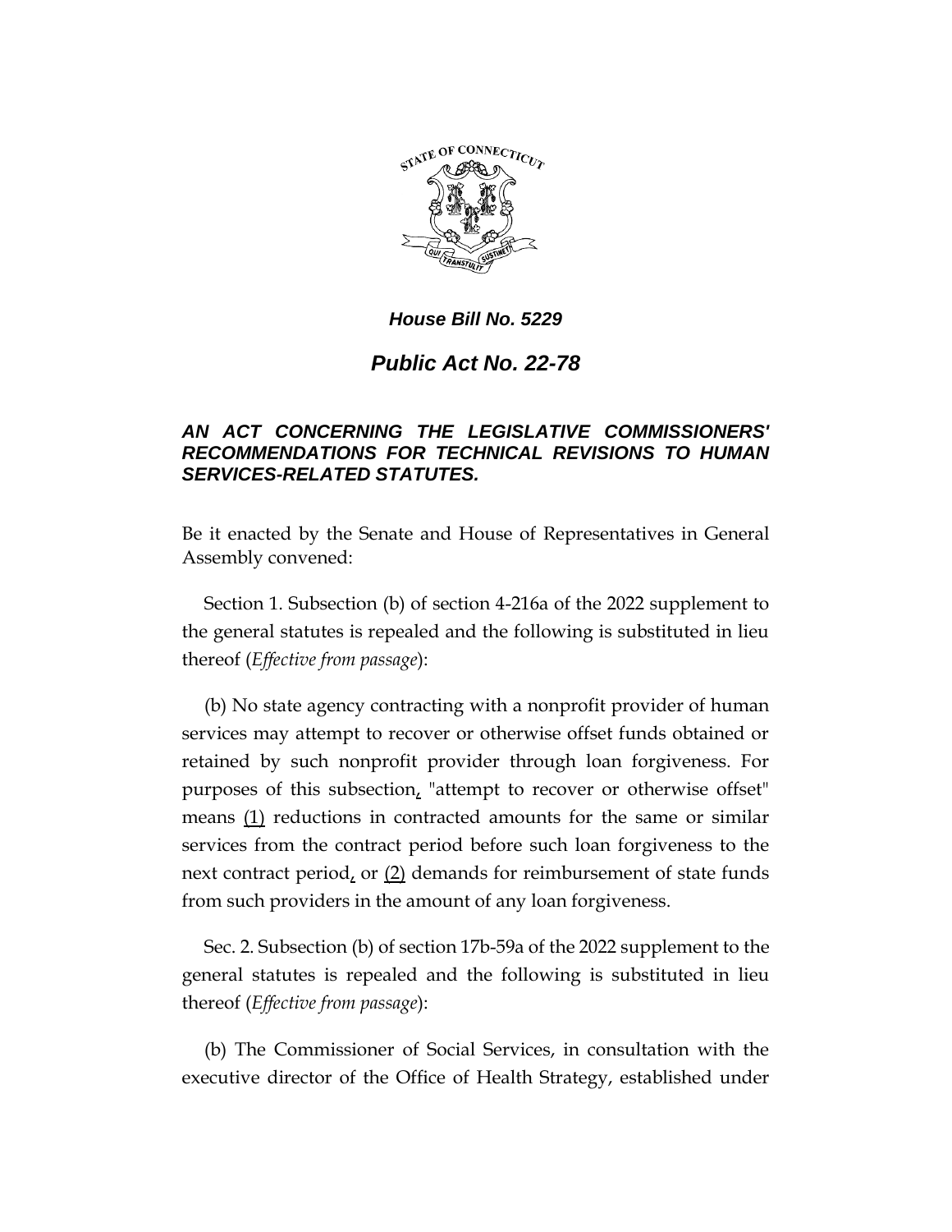*House Bill No. 5229*

# *Public Act No. 22-78*

### *AN ACT CONCERNING THE LEGISLATIVE COMMISSIONERS' RECOMMENDATIONS FOR TECHNICAL REVISIONS TO HUMAN SERVICES-RELATED STATUTES.*

Be it enacted by the Senate and House of Representatives in General Assembly convened:

Section 1. Subsection (b) of section 4-216a of the 2022 supplement to the general statutes is repealed and the following is substituted in lieu thereof (*Effective from passage*):

(b) No state agency contracting with a nonprofit provider of human services may attempt to recover or otherwise offset funds obtained or retained by such nonprofit provider through loan forgiveness. For purposes of this subsection, "attempt to recover or otherwise offset" means (1) reductions in contracted amounts for the same or similar services from the contract period before such loan forgiveness to the next contract period, or (2) demands for reimbursement of state funds from such providers in the amount of any loan forgiveness.

Sec. 2. Subsection (b) of section 17b-59a of the 2022 supplement to the general statutes is repealed and the following is substituted in lieu thereof (*Effective from passage*):

(b) The Commissioner of Social Services, in consultation with the executive director of the Office of Health Strategy, established under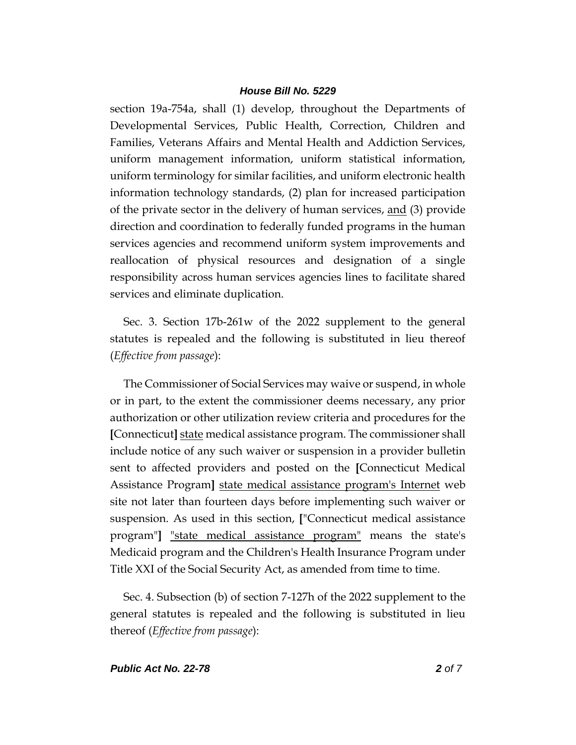section 19a-754a, shall (1) develop, throughout the Departments of Developmental Services, Public Health, Correction, Children and Families, Veterans Affairs and Mental Health and Addiction Services, uniform management information, uniform statistical information, uniform terminology for similar facilities, and uniform electronic health information technology standards, (2) plan for increased participation of the private sector in the delivery of human services, <u>and</u> (3) provide direction and coordination to federally funded programs in the human services agencies and recommend uniform system improvements and reallocation of physical resources and designation of a single responsibility across human services agencies lines to facilitate shared services and eliminate duplication.

Sec. 3. Section 17b-261w of the 2022 supplement to the general statutes is repealed and the following is substituted in lieu thereof (*Effective from passage*):

The Commissioner of Social Services may waive or suspend, in whole or in part, to the extent the commissioner deems necessary, any prior authorization or other utilization review criteria and procedures for the **[**Connecticut**]** <u>state</u> medical assistance program. The commissioner shall include notice of any such waiver or suspension in a provider bulletin sent to affected providers and posted on the **[**Connecticut Medical Assistance Program**]** <u>state medical assistance program's Internet</u> web site not later than fourteen days before implementing such waiver or suspension. As used in this section, **[**"Connecticut medical assistance program"**]** <u>"state medical assistance program"</u> means the state's Medicaid program and the Children's Health Insurance Program under Title XXI of the Social Security Act, as amended from time to time.

Sec. 4. Subsection (b) of section 7-127h of the 2022 supplement to the general statutes is repealed and the following is substituted in lieu thereof (*Effective from passage*):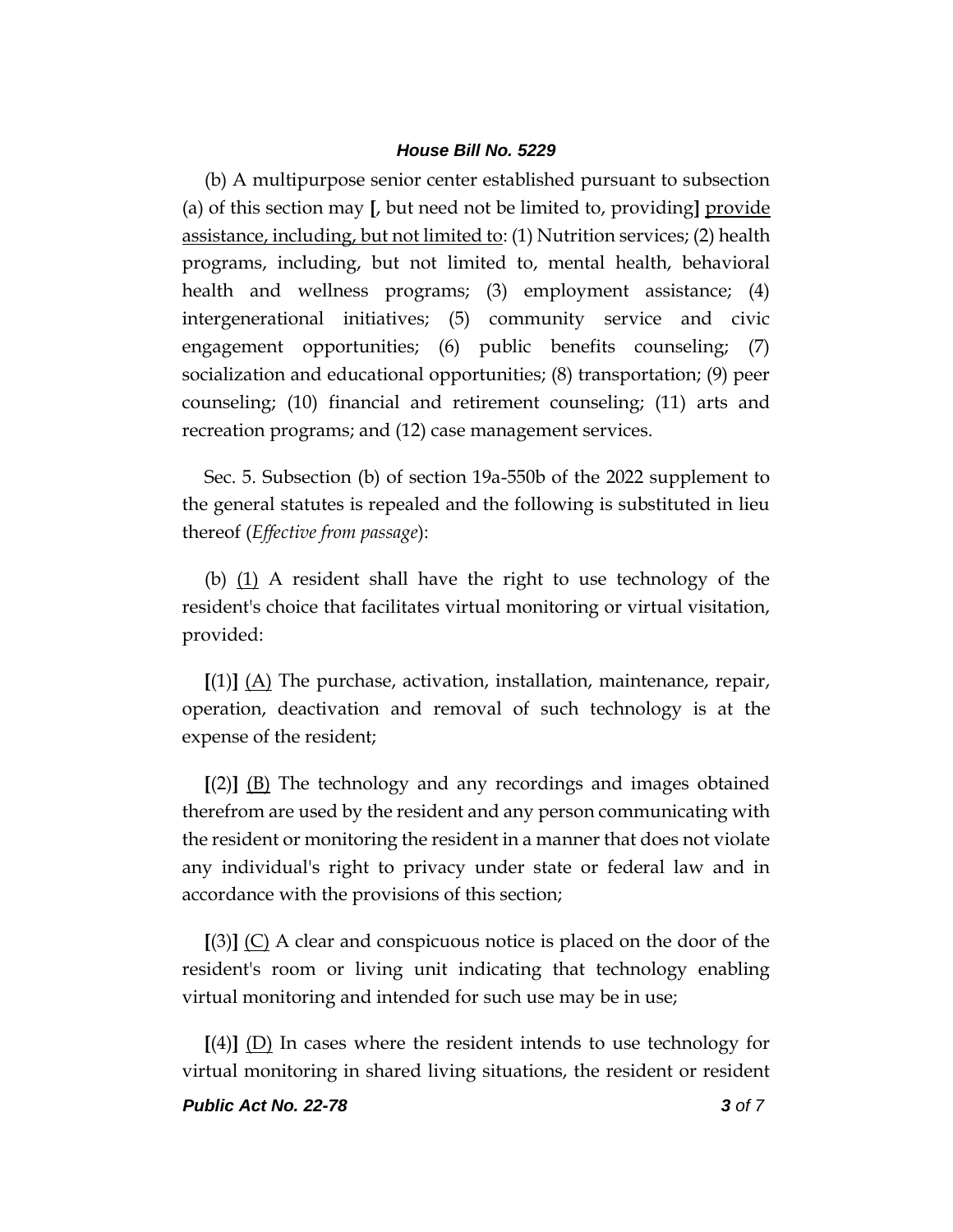(b) A multipurpose senior center established pursuant to subsection (a) of this section may **[**, but need not be limited to, providing**]** <u>provide assistance, including, but not limited to</u>: (1) Nutrition services; (2) health programs, including, but not limited to, mental health, behavioral health and wellness programs; (3) employment assistance; (4) intergenerational initiatives; (5) community service and civic engagement opportunities; (6) public benefits counseling; (7) socialization and educational opportunities; (8) transportation; (9) peer counseling; (10) financial and retirement counseling; (11) arts and recreation programs; and (12) case management services.

Sec. 5. Subsection (b) of section 19a-550b of the 2022 supplement to the general statutes is repealed and the following is substituted in lieu thereof (*Effective from passage*):

(b) <u>(1)</u> A resident shall have the right to use technology of the resident's choice that facilitates virtual monitoring or virtual visitation, provided:

**[**(1)**]** <u>(A)</u> The purchase, activation, installation, maintenance, repair, operation, deactivation and removal of such technology is at the expense of the resident;

**[**(2)**]** <u>(B)</u> The technology and any recordings and images obtained therefrom are used by the resident and any person communicating with the resident or monitoring the resident in a manner that does not violate any individual's right to privacy under state or federal law and in accordance with the provisions of this section;

**[**(3)**]** <u>(C)</u> A clear and conspicuous notice is placed on the door of the resident's room or living unit indicating that technology enabling virtual monitoring and intended for such use may be in use;

**[**(4)**]** <u>(D)</u> In cases where the resident intends to use technology for virtual monitoring in shared living situations, the resident or resident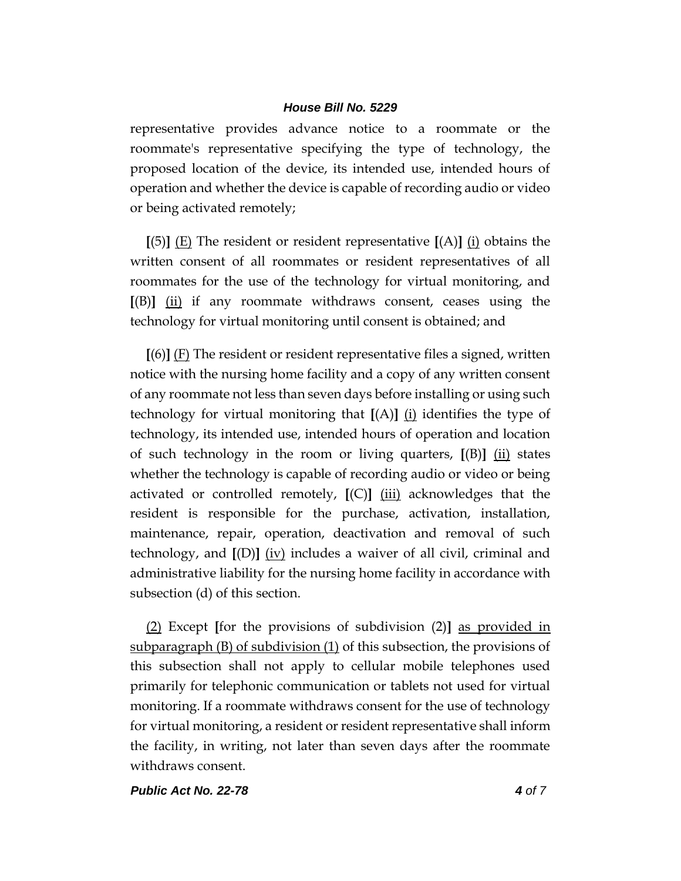representative provides advance notice to a roommate or the roommate's representative specifying the type of technology, the proposed location of the device, its intended use, intended hours of operation and whether the device is capable of recording audio or video or being activated remotely;

**[**(5)**]** <u>(E)</u> The resident or resident representative **[**(A)**]** <u>(i)</u> obtains the written consent of all roommates or resident representatives of all roommates for the use of the technology for virtual monitoring, and **[**(B)**]** <u>(ii)</u> if any roommate withdraws consent, ceases using the technology for virtual monitoring until consent is obtained; and

**[**(6)**]** <u>(F)</u> The resident or resident representative files a signed, written notice with the nursing home facility and a copy of any written consent of any roommate not less than seven days before installing or using such technology for virtual monitoring that **[**(A)**]** <u>(i)</u> identifies the type of technology, its intended use, intended hours of operation and location of such technology in the room or living quarters, **[**(B)**]** <u>(ii)</u> states whether the technology is capable of recording audio or video or being activated or controlled remotely, **[**(C)**]** <u>(iii)</u> acknowledges that the resident is responsible for the purchase, activation, installation, maintenance, repair, operation, deactivation and removal of such technology, and **[**(D)**]** <u>(iv)</u> includes a waiver of all civil, criminal and administrative liability for the nursing home facility in accordance with subsection (d) of this section.

<u>(2)</u> Except **[**for the provisions of subdivision (2)**]** <u>as provided in subparagraph (B) of subdivision (1)</u> of this subsection, the provisions of this subsection shall not apply to cellular mobile telephones used primarily for telephonic communication or tablets not used for virtual monitoring. If a roommate withdraws consent for the use of technology for virtual monitoring, a resident or resident representative shall inform the facility, in writing, not later than seven days after the roommate withdraws consent.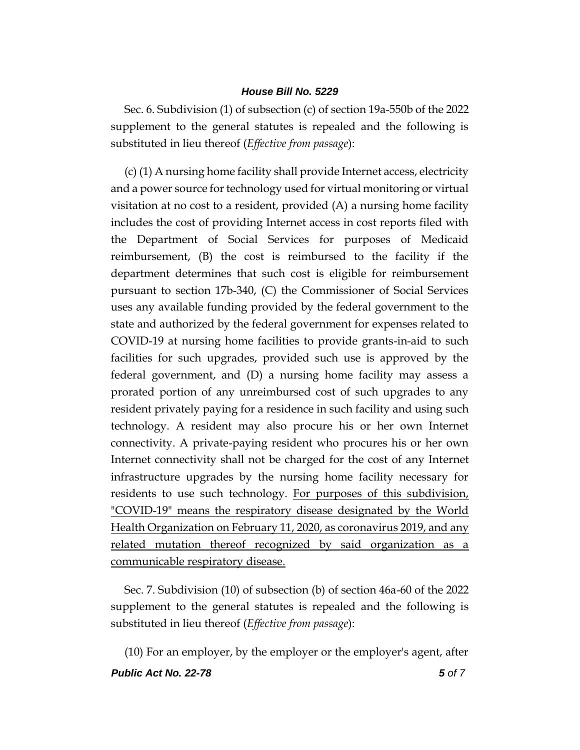Sec. 6. Subdivision (1) of subsection (c) of section 19a-550b of the 2022 supplement to the general statutes is repealed and the following is substituted in lieu thereof (*Effective from passage*):

(c) (1) A nursing home facility shall provide Internet access, electricity and a power source for technology used for virtual monitoring or virtual visitation at no cost to a resident, provided (A) a nursing home facility includes the cost of providing Internet access in cost reports filed with the Department of Social Services for purposes of Medicaid reimbursement, (B) the cost is reimbursed to the facility if the department determines that such cost is eligible for reimbursement pursuant to section 17b-340, (C) the Commissioner of Social Services uses any available funding provided by the federal government to the state and authorized by the federal government for expenses related to COVID-19 at nursing home facilities to provide grants-in-aid to such facilities for such upgrades, provided such use is approved by the federal government, and (D) a nursing home facility may assess a prorated portion of any unreimbursed cost of such upgrades to any resident privately paying for a residence in such facility and using such technology. A resident may also procure his or her own Internet connectivity. A private-paying resident who procures his or her own Internet connectivity shall not be charged for the cost of any Internet infrastructure upgrades by the nursing home facility necessary for residents to use such technology. <u>For purposes of this subdivision, "COVID-19" means the respiratory disease designated by the World Health Organization on February 11, 2020, as coronavirus 2019, and any related mutation thereof recognized by said organization as a communicable respiratory disease.</u>

Sec. 7. Subdivision (10) of subsection (b) of section 46a-60 of the 2022 supplement to the general statutes is repealed and the following is substituted in lieu thereof (*Effective from passage*):

(10) For an employer, by the employer or the employer's agent, after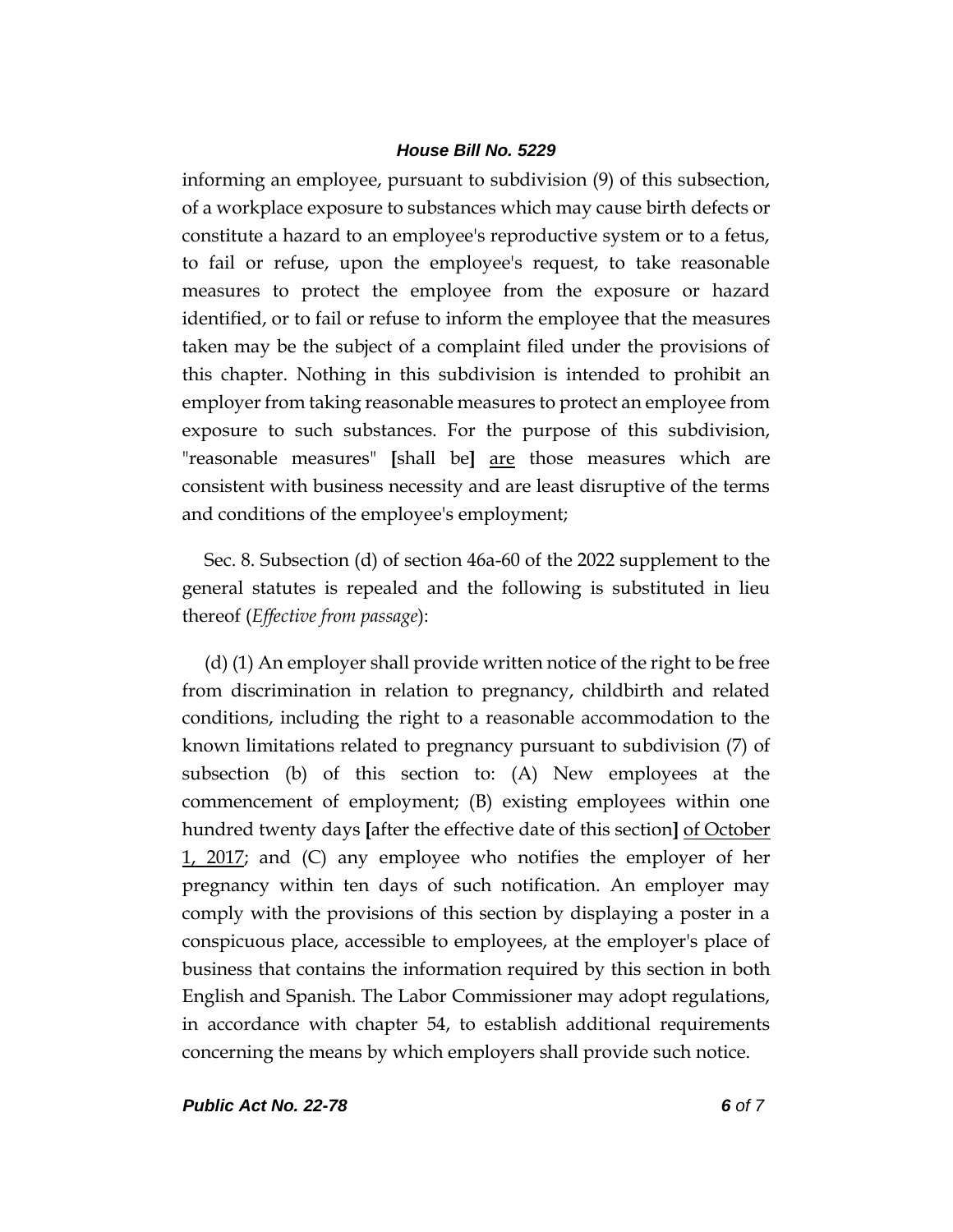informing an employee, pursuant to subdivision (9) of this subsection, of a workplace exposure to substances which may cause birth defects or constitute a hazard to an employee's reproductive system or to a fetus, to fail or refuse, upon the employee's request, to take reasonable measures to protect the employee from the exposure or hazard identified, or to fail or refuse to inform the employee that the measures taken may be the subject of a complaint filed under the provisions of this chapter. Nothing in this subdivision is intended to prohibit an employer from taking reasonable measures to protect an employee from exposure to such substances. For the purpose of this subdivision, "reasonable measures" **[**shall be**]** <u>are</u> those measures which are consistent with business necessity and are least disruptive of the terms and conditions of the employee's employment;

Sec. 8. Subsection (d) of section 46a-60 of the 2022 supplement to the general statutes is repealed and the following is substituted in lieu thereof (*Effective from passage*):

(d) (1) An employer shall provide written notice of the right to be free from discrimination in relation to pregnancy, childbirth and related conditions, including the right to a reasonable accommodation to the known limitations related to pregnancy pursuant to subdivision (7) of subsection (b) of this section to: (A) New employees at the commencement of employment; (B) existing employees within one hundred twenty days **[**after the effective date of this section**]** <u>of October 1, 2017</u>; and (C) any employee who notifies the employer of her pregnancy within ten days of such notification. An employer may comply with the provisions of this section by displaying a poster in a conspicuous place, accessible to employees, at the employer's place of business that contains the information required by this section in both English and Spanish. The Labor Commissioner may adopt regulations, in accordance with chapter 54, to establish additional requirements concerning the means by which employers shall provide such notice.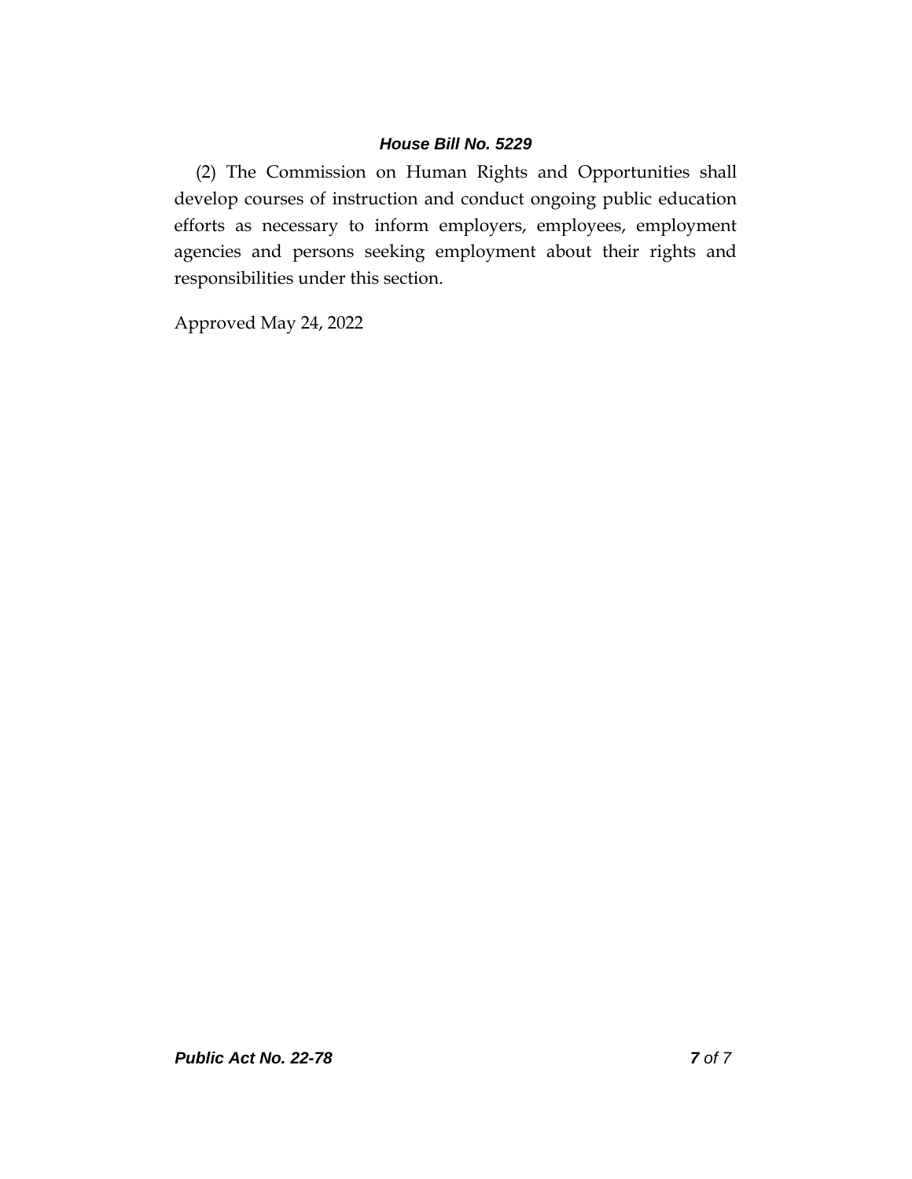(2) The Commission on Human Rights and Opportunities shall develop courses of instruction and conduct ongoing public education efforts as necessary to inform employers, employees, employment agencies and persons seeking employment about their rights and responsibilities under this section.

Approved May 24, 2022